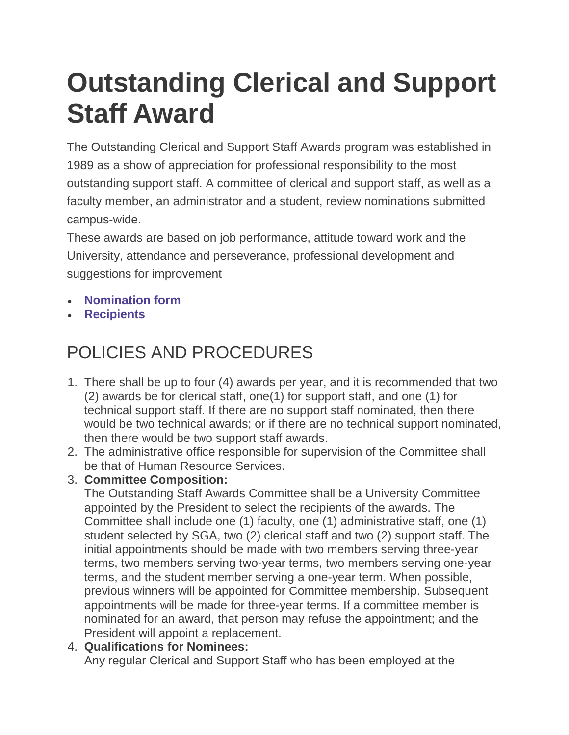# Outstanding Clerical and Support Staff Award

The Outstanding Clerical and Support Staff Awards program was established in 1989 as a show of appreciation for professional responsibility to the most outstanding support staff. A committee of clerical and support staff, as well as a faculty member, an administrator and a student, review nominations submitted campus-wide.

These awards are based on job performance, attitude toward work and the University, attendance and perseverance, professional development and suggestions for improvement

- **Nomination form**
- **Recipients**

## POLICIES AND PROCEDURES

1. There shall be up to four (4) awards per year, and it is recommended that two (2) awards be for clerical staff, one(1) for support staff, and one (1) for technical support staff. If there are no support staff nominated, then there would be two technical awards; or if there are no technical support nominated, then there would be two support staff awards.
2. The administrative office responsible for supervision of the Committee shall be that of Human Resource Services.
3. **Committee Composition:**
   The Outstanding Staff Awards Committee shall be a University Committee appointed by the President to select the recipients of the awards. The Committee shall include one (1) faculty, one (1) administrative staff, one (1) student selected by SGA, two (2) clerical staff and two (2) support staff. The initial appointments should be made with two members serving three-year terms, two members serving two-year terms, two members serving one-year terms, and the student member serving a one-year term. When possible, previous winners will be appointed for Committee membership. Subsequent appointments will be made for three-year terms. If a committee member is nominated for an award, that person may refuse the appointment; and the President will appoint a replacement.
4. **Qualifications for Nominees:**
   Any regular Clerical and Support Staff who has been employed at the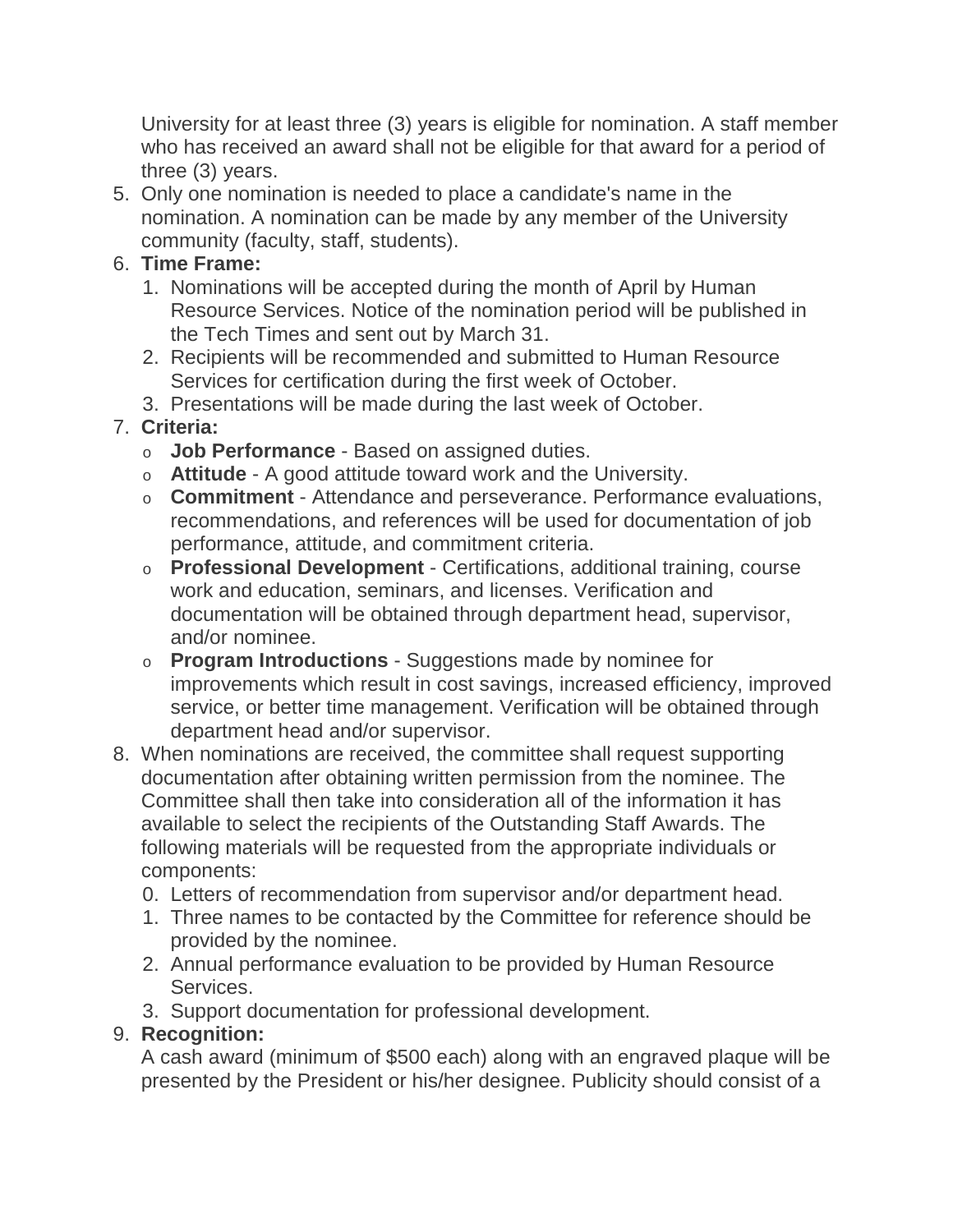University for at least three (3) years is eligible for nomination. A staff member who has received an award shall not be eligible for that award for a period of three (3) years.

5. Only one nomination is needed to place a candidate's name in the nomination. A nomination can be made by any member of the University community (faculty, staff, students).
6. **Time Frame:**
   1. Nominations will be accepted during the month of April by Human Resource Services. Notice of the nomination period will be published in the Tech Times and sent out by March 31.
   2. Recipients will be recommended and submitted to Human Resource Services for certification during the first week of October.
   3. Presentations will be made during the last week of October.
7. **Criteria:**
   - **Job Performance** - Based on assigned duties.
   - **Attitude** - A good attitude toward work and the University.
   - **Commitment** - Attendance and perseverance. Performance evaluations, recommendations, and references will be used for documentation of job performance, attitude, and commitment criteria.
   - **Professional Development** - Certifications, additional training, course work and education, seminars, and licenses. Verification and documentation will be obtained through department head, supervisor, and/or nominee.
   - **Program Introductions** - Suggestions made by nominee for improvements which result in cost savings, increased efficiency, improved service, or better time management. Verification will be obtained through department head and/or supervisor.
8. When nominations are received, the committee shall request supporting documentation after obtaining written permission from the nominee. The Committee shall then take into consideration all of the information it has available to select the recipients of the Outstanding Staff Awards. The following materials will be requested from the appropriate individuals or components:

   0. Letters of recommendation from supervisor and/or department head.
   1. Three names to be contacted by the Committee for reference should be provided by the nominee.
   2. Annual performance evaluation to be provided by Human Resource Services.
   3. Support documentation for professional development.
9. **Recognition:**
   A cash award (minimum of $500 each) along with an engraved plaque will be presented by the President or his/her designee. Publicity should consist of a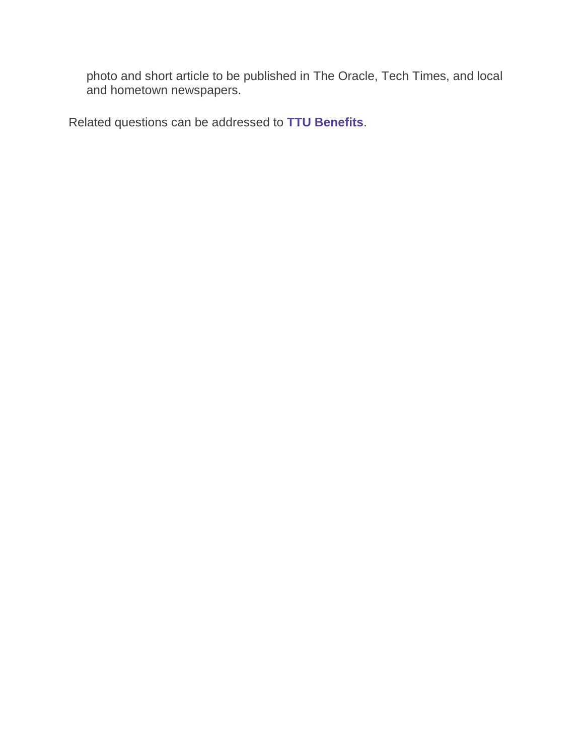photo and short article to be published in The Oracle, Tech Times, and local and hometown newspapers.

Related questions can be addressed to **TTU Benefits**.